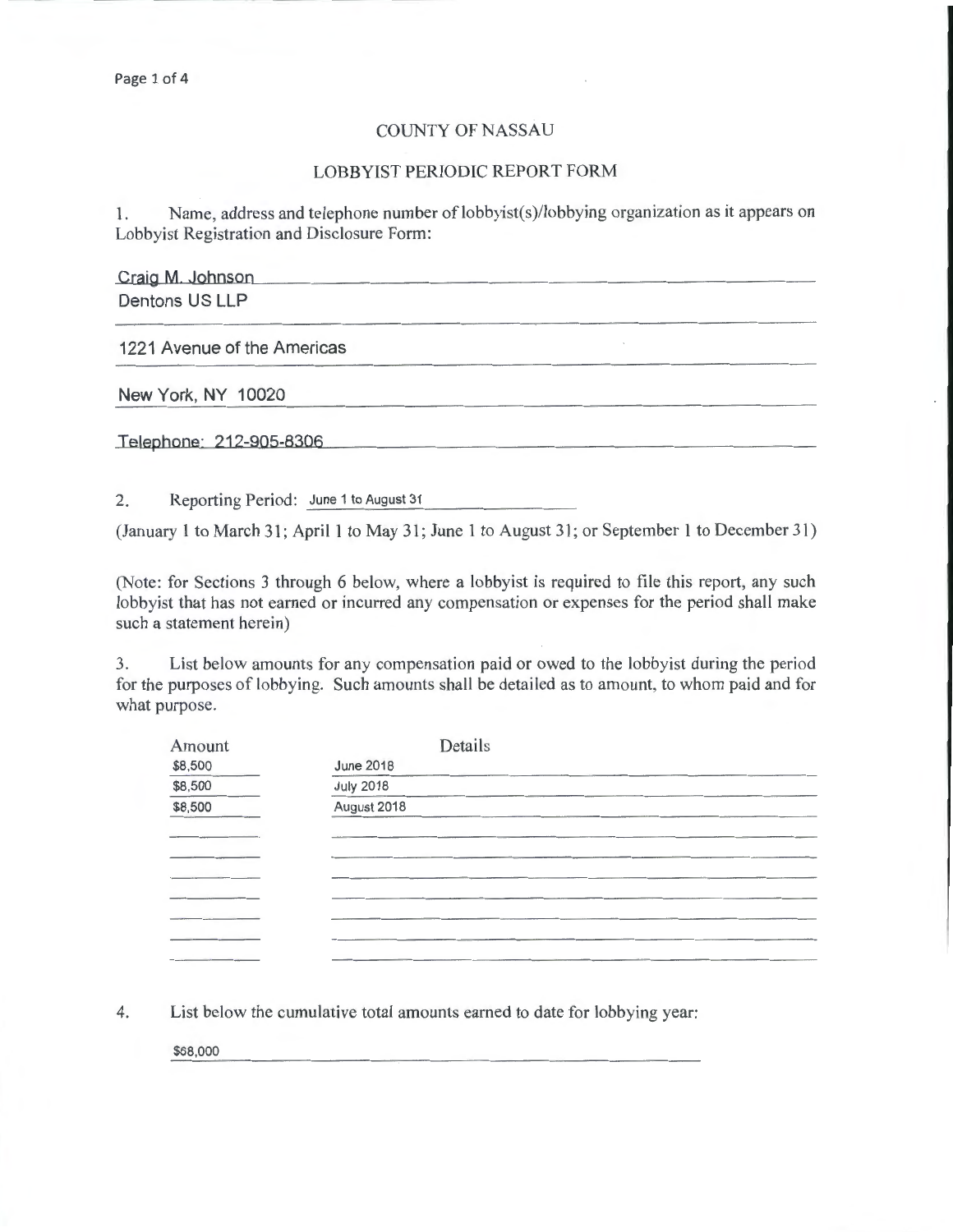# COUNTY OF NASSAU

## LOBBYIST PERIODIC REPORT FORM

1. Name, address and telephone number of lobbyist(s)/lobbying organization as it appears on Lobbyist Registration and Disclosure Form:

Craig M. Johnson
Dentons US LLP

1221 Avenue of the Americas

New York, NY 10020

Telephone: 212-905-8306

2. Reporting Period: June 1 to August 31

(January 1 to March 31; April 1 to May 31; June 1 to August 31; or September 1 to December 31)

(Note: for Sections 3 through 6 below, where a lobbyist is required to file this report, any such lobbyist that has not earned or incurred any compensation or expenses for the period shall make such a statement herein)

3. List below amounts for any compensation paid or owed to the lobbyist during the period for the purposes of lobbying. Such amounts shall be detailed as to amount, to whom paid and for what purpose.

| Amount | Details |
|---|---|
| $8,500 | June 2018 |
| $8,500 | July 2018 |
| $8,500 | August 2018 |

4. List below the cumulative total amounts earned to date for lobbying year:

$68,000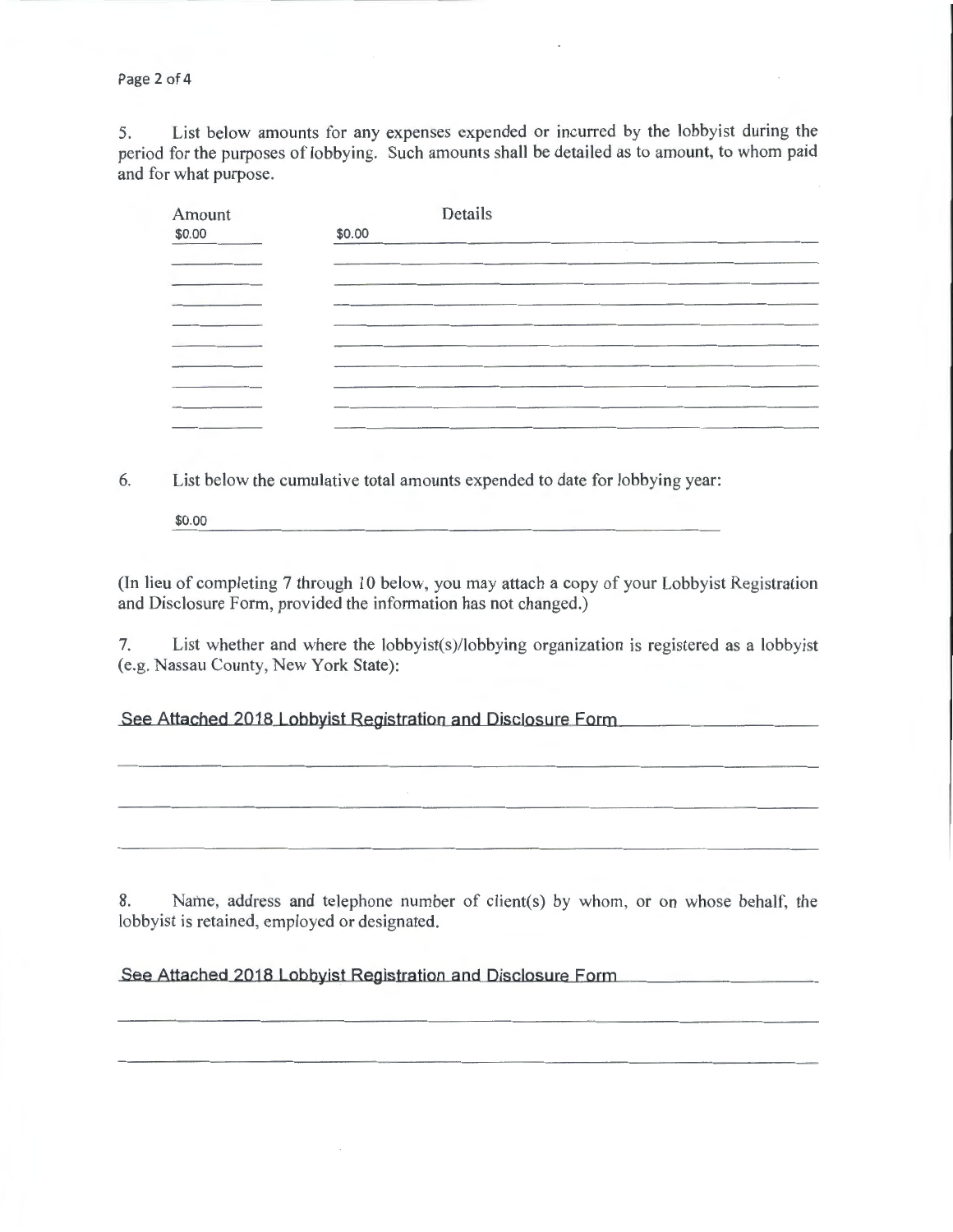5. List below amounts for any expenses expended or incurred by the lobbyist during the period for the purposes of lobbying. Such amounts shall be detailed as to amount, to whom paid and for what purpose.

| Amount | Details |
| --- | --- |
| $0.00 | $0.00 |

6. List below the cumulative total amounts expended to date for lobbying year:

$0.00

(In lieu of completing 7 through 10 below, you may attach a copy of your Lobbyist Registration and Disclosure Form, provided the information has not changed.)

7. List whether and where the lobbyist(s)/lobbying organization is registered as a lobbyist (e.g. Nassau County, New York State):

See Attached 2018 Lobbyist Registration and Disclosure Form

8. Name, address and telephone number of client(s) by whom, or on whose behalf, the lobbyist is retained, employed or designated.

See Attached 2018 Lobbyist Registration and Disclosure Form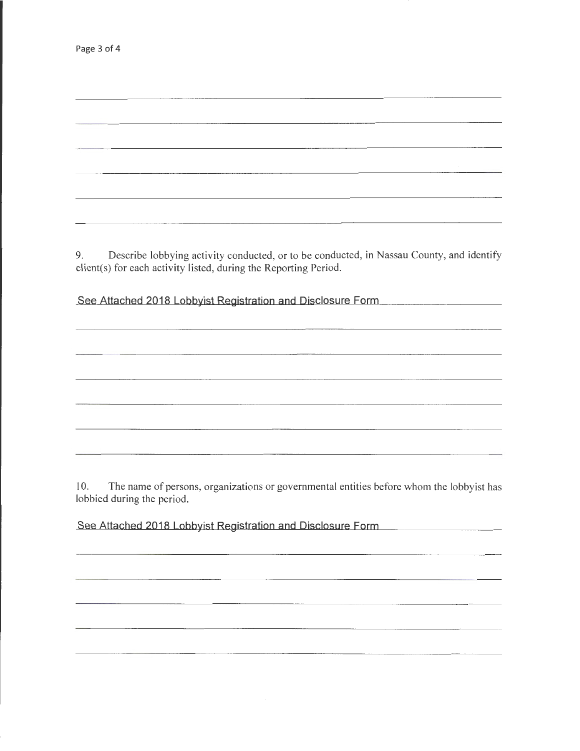9. Describe lobbying activity conducted, or to be conducted, in Nassau County, and identify client(s) for each activity listed, during the Reporting Period.

See Attached 2018 Lobbyist Registration and Disclosure Form

10. The name of persons, organizations or governmental entities before whom the lobbyist has lobbied during the period.

See Attached 2018 Lobbyist Registration and Disclosure Form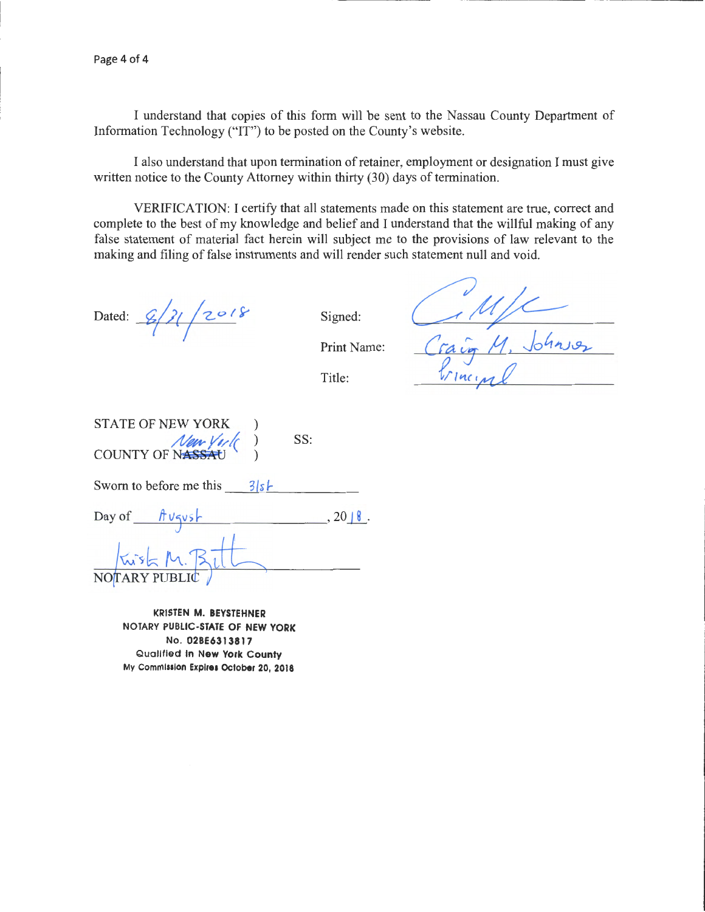I understand that copies of this form will be sent to the Nassau County Department of Information Technology ("IT") to be posted on the County's website.

I also understand that upon termination of retainer, employment or designation I must give written notice to the County Attorney within thirty (30) days of termination.

VERIFICATION: I certify that all statements made on this statement are true, correct and complete to the best of my knowledge and belief and I understand that the willful making of any false statement of material fact herein will subject me to the provisions of law relevant to the making and filing of false instruments and will render such statement null and void.

Dated: 8/31/2018

Signed: [signature]

Print Name: Craig M. Johnson

Title: Principal

STATE OF NEW YORK )
COUNTY OF ~~NASSAU~~ New York ) SS:
)

Sworn to before me this 31st

Day of August, 2018.

[signature]
NOTARY PUBLIC

KRISTEN M. BEYSTEHNER
NOTARY PUBLIC-STATE OF NEW YORK
No. 02BE6313817
Qualified In New York County
My Commission Expires October 20, 2018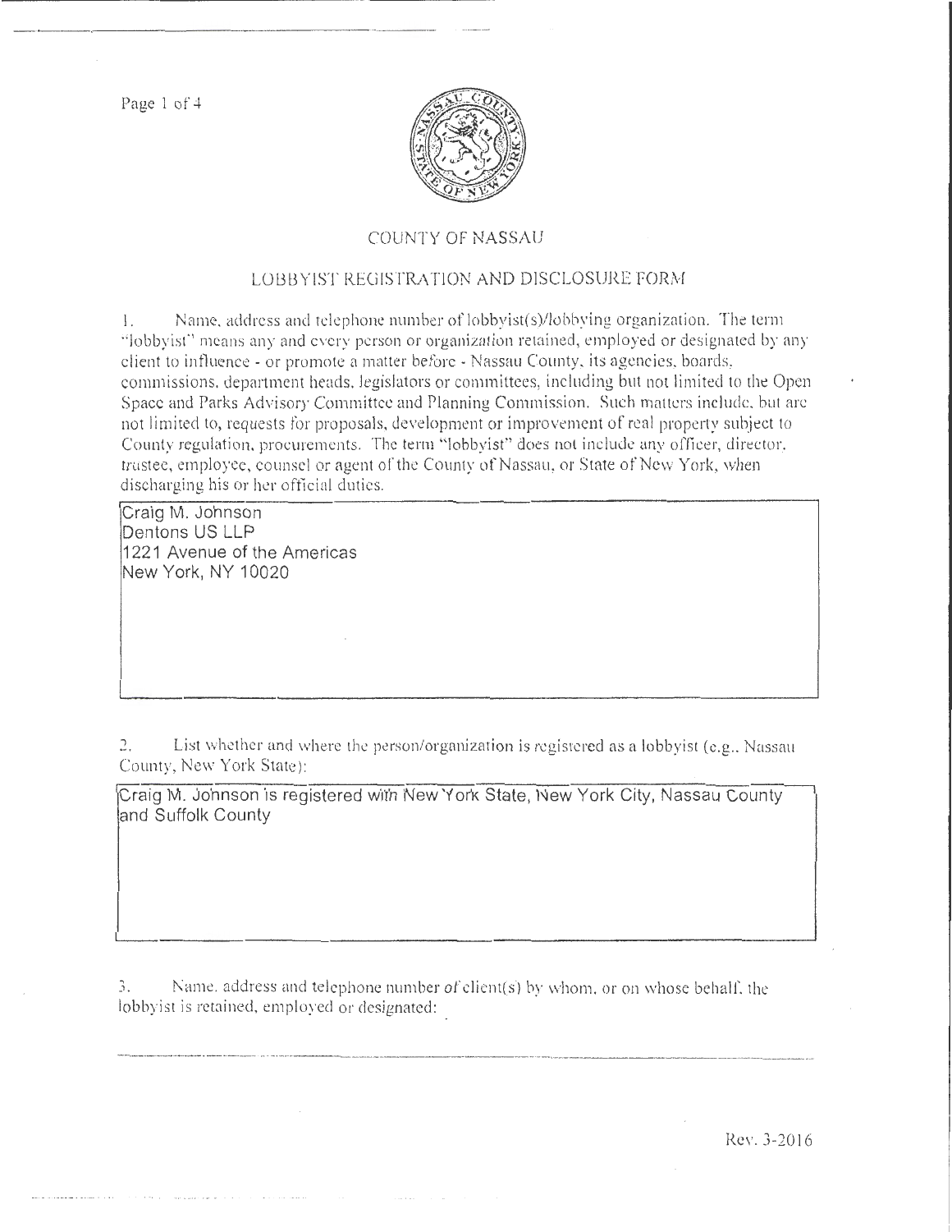COUNTY OF NASSAU

LOBBYIST REGISTRATION AND DISCLOSURE FORM

1. Name, address and telephone number of lobbyist(s)/lobbying organization. The term "lobbyist" means any and every person or organization retained, employed or designated by any client to influence - or promote a matter before - Nassau County, its agencies, boards, commissions, department heads, legislators or committees, including but not limited to the Open Space and Parks Advisory Committee and Planning Commission. Such matters include, but are not limited to, requests for proposals, development or improvement of real property subject to County regulation, procurements. The term "lobbyist" does not include any officer, director, trustee, employee, counsel or agent of the County of Nassau, or State of New York, when discharging his or her official duties.

Craig M. Johnson
Dentons US LLP
1221 Avenue of the Americas
New York, NY 10020

2. List whether and where the person/organization is registered as a lobbyist (e.g., Nassau County, New York State):

Craig M. Johnson is registered with New York State, New York City, Nassau County and Suffolk County

3. Name, address and telephone number of client(s) by whom, or on whose behalf, the lobbyist is retained, employed or designated:

Rev. 3-2016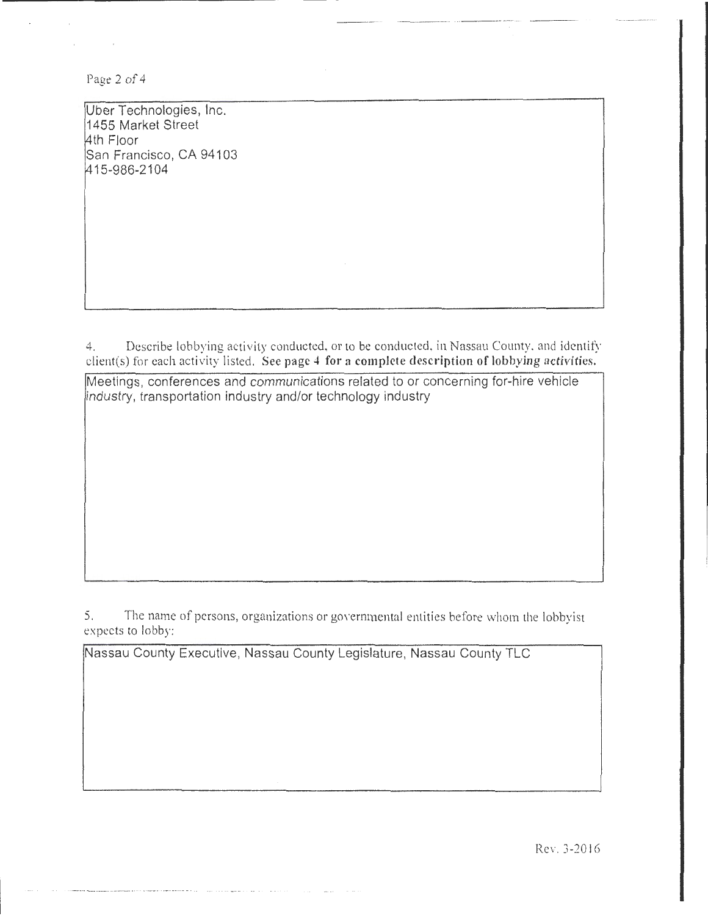Uber Technologies, Inc.
1455 Market Street
4th Floor
San Francisco, CA 94103
415-986-2104

4. Describe lobbying activity conducted, or to be conducted, in Nassau County, and identify client(s) for each activity listed. **See page 4 for a complete description of lobbying activities.**

Meetings, conferences and communications related to or concerning for-hire vehicle industry, transportation industry and/or technology industry

5. The name of persons, organizations or governmental entities before whom the lobbyist expects to lobby:

Nassau County Executive, Nassau County Legislature, Nassau County TLC

Rev. 3-2016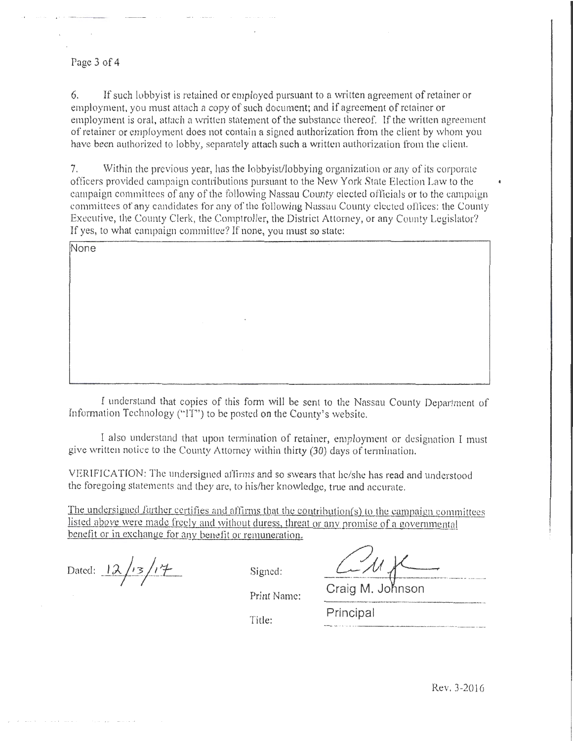6. If such lobbyist is retained or employed pursuant to a written agreement of retainer or employment, you must attach a copy of such document; and if agreement of retainer or employment is oral, attach a written statement of the substance thereof. If the written agreement of retainer or employment does not contain a signed authorization from the client by whom you have been authorized to lobby, separately attach such a written authorization from the client.

7. Within the previous year, has the lobbyist/lobbying organization or any of its corporate officers provided campaign contributions pursuant to the New York State Election Law to the campaign committees of any of the following Nassau County elected officials or to the campaign committees of any candidates for any of the following Nassau County elected offices: the County Executive, the County Clerk, the Comptroller, the District Attorney, or any County Legislator? If yes, to what campaign committee? If none, you must so state:

None

I understand that copies of this form will be sent to the Nassau County Department of Information Technology ("IT") to be posted on the County's website.

I also understand that upon termination of retainer, employment or designation I must give written notice to the County Attorney within thirty (30) days of termination.

VERIFICATION: The undersigned affirms and so swears that he/she has read and understood the foregoing statements and they are, to his/her knowledge, true and accurate.

The undersigned further certifies and affirms that the contribution(s) to the campaign committees listed above were made freely and without duress, threat or any promise of a governmental benefit or in exchange for any benefit or remuneration.

Dated: 12/13/17

Signed:

Print Name: Craig M. Johnson

Title: Principal

Rev. 3-2016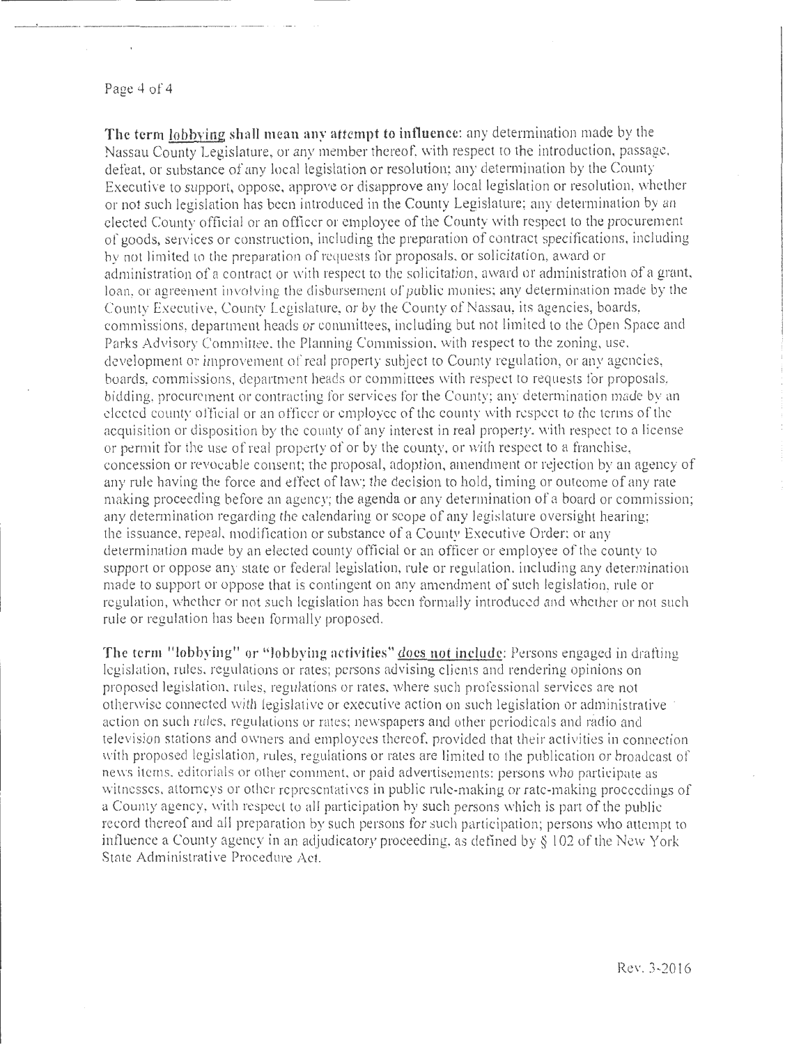**The term lobbying shall mean any attempt to influence:** any determination made by the Nassau County Legislature, or any member thereof, with respect to the introduction, passage, defeat, or substance of any local legislation or resolution; any determination by the County Executive to support, oppose, approve or disapprove any local legislation or resolution, whether or not such legislation has been introduced in the County Legislature; any determination by an elected County official or an officer or employee of the County with respect to the procurement of goods, services or construction, including the preparation of contract specifications, including by not limited to the preparation of requests for proposals, or solicitation, award or administration of a contract or with respect to the solicitation, award or administration of a grant, loan, or agreement involving the disbursement of public monies; any determination made by the County Executive, County Legislature, or by the County of Nassau, its agencies, boards, commissions, department heads or committees, including but not limited to the Open Space and Parks Advisory Committee, the Planning Commission, with respect to the zoning, use, development or improvement of real property subject to County regulation, or any agencies, boards, commissions, department heads or committees with respect to requests for proposals, bidding, procurement or contracting for services for the County; any determination made by an elected county official or an officer or employee of the county with respect to the terms of the acquisition or disposition by the county of any interest in real property, with respect to a license or permit for the use of real property of or by the county, or with respect to a franchise, concession or revocable consent; the proposal, adoption, amendment or rejection by an agency of any rule having the force and effect of law; the decision to hold, timing or outcome of any rate making proceeding before an agency; the agenda or any determination of a board or commission; any determination regarding the calendaring or scope of any legislature oversight hearing; the issuance, repeal, modification or substance of a County Executive Order; or any determination made by an elected county official or an officer or employee of the county to support or oppose any state or federal legislation, rule or regulation, including any determination made to support or oppose that is contingent on any amendment of such legislation, rule or regulation, whether or not such legislation has been formally introduced and whether or not such rule or regulation has been formally proposed.

**The term "lobbying" or "lobbying activities" does not include:** Persons engaged in drafting legislation, rules, regulations or rates; persons advising clients and rendering opinions on proposed legislation, rules, regulations or rates, where such professional services are not otherwise connected with legislative or executive action on such legislation or administrative action on such rules, regulations or rates; newspapers and other periodicals and radio and television stations and owners and employees thereof, provided that their activities in connection with proposed legislation, rules, regulations or rates are limited to the publication or broadcast of news items, editorials or other comment, or paid advertisements; persons who participate as witnesses, attorneys or other representatives in public rule-making or rate-making proceedings of a County agency, with respect to all participation by such persons which is part of the public record thereof and all preparation by such persons for such participation; persons who attempt to influence a County agency in an adjudicatory proceeding, as defined by § 102 of the New York State Administrative Procedure Act.

Rev. 3-2016